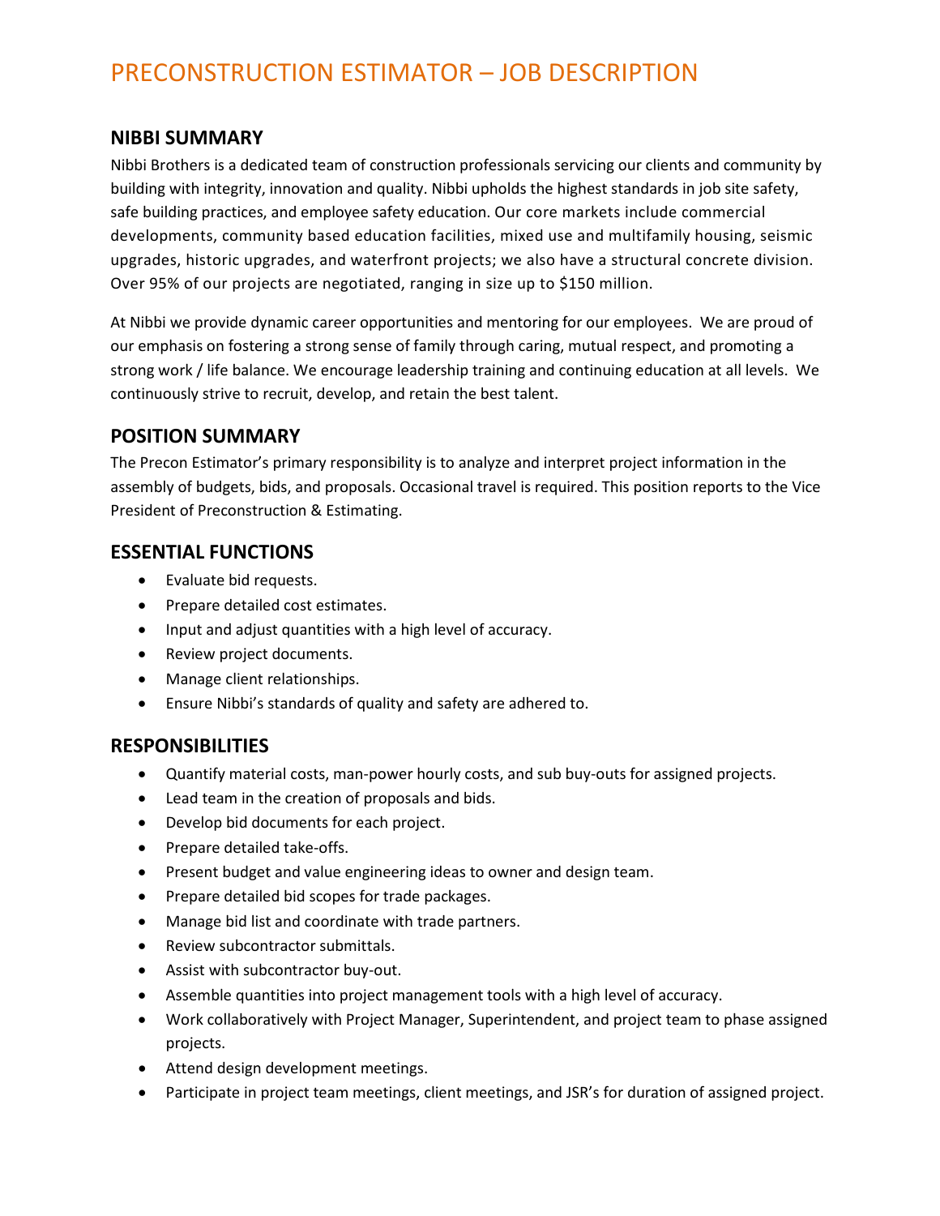# PRECONSTRUCTION ESTIMATOR – JOB DESCRIPTION

## NIBBI SUMMARY

Nibbi Brothers is a dedicated team of construction professionals servicing our clients and community by building with integrity, innovation and quality. Nibbi upholds the highest standards in job site safety, safe building practices, and employee safety education. Our core markets include commercial developments, community based education facilities, mixed use and multifamily housing, seismic upgrades, historic upgrades, and waterfront projects; we also have a structural concrete division. Over 95% of our projects are negotiated, ranging in size up to $150 million.

At Nibbi we provide dynamic career opportunities and mentoring for our employees. We are proud of our emphasis on fostering a strong sense of family through caring, mutual respect, and promoting a strong work / life balance. We encourage leadership training and continuing education at all levels. We continuously strive to recruit, develop, and retain the best talent.

## POSITION SUMMARY

The Precon Estimator's primary responsibility is to analyze and interpret project information in the assembly of budgets, bids, and proposals. Occasional travel is required. This position reports to the Vice President of Preconstruction & Estimating.

## ESSENTIAL FUNCTIONS

- Evaluate bid requests.
- Prepare detailed cost estimates.
- Input and adjust quantities with a high level of accuracy.
- Review project documents.
- Manage client relationships.
- Ensure Nibbi's standards of quality and safety are adhered to.

## RESPONSIBILITIES

- Quantify material costs, man-power hourly costs, and sub buy-outs for assigned projects.
- Lead team in the creation of proposals and bids.
- Develop bid documents for each project.
- Prepare detailed take-offs.
- Present budget and value engineering ideas to owner and design team.
- Prepare detailed bid scopes for trade packages.
- Manage bid list and coordinate with trade partners.
- Review subcontractor submittals.
- Assist with subcontractor buy-out.
- Assemble quantities into project management tools with a high level of accuracy.
- Work collaboratively with Project Manager, Superintendent, and project team to phase assigned projects.
- Attend design development meetings.
- Participate in project team meetings, client meetings, and JSR's for duration of assigned project.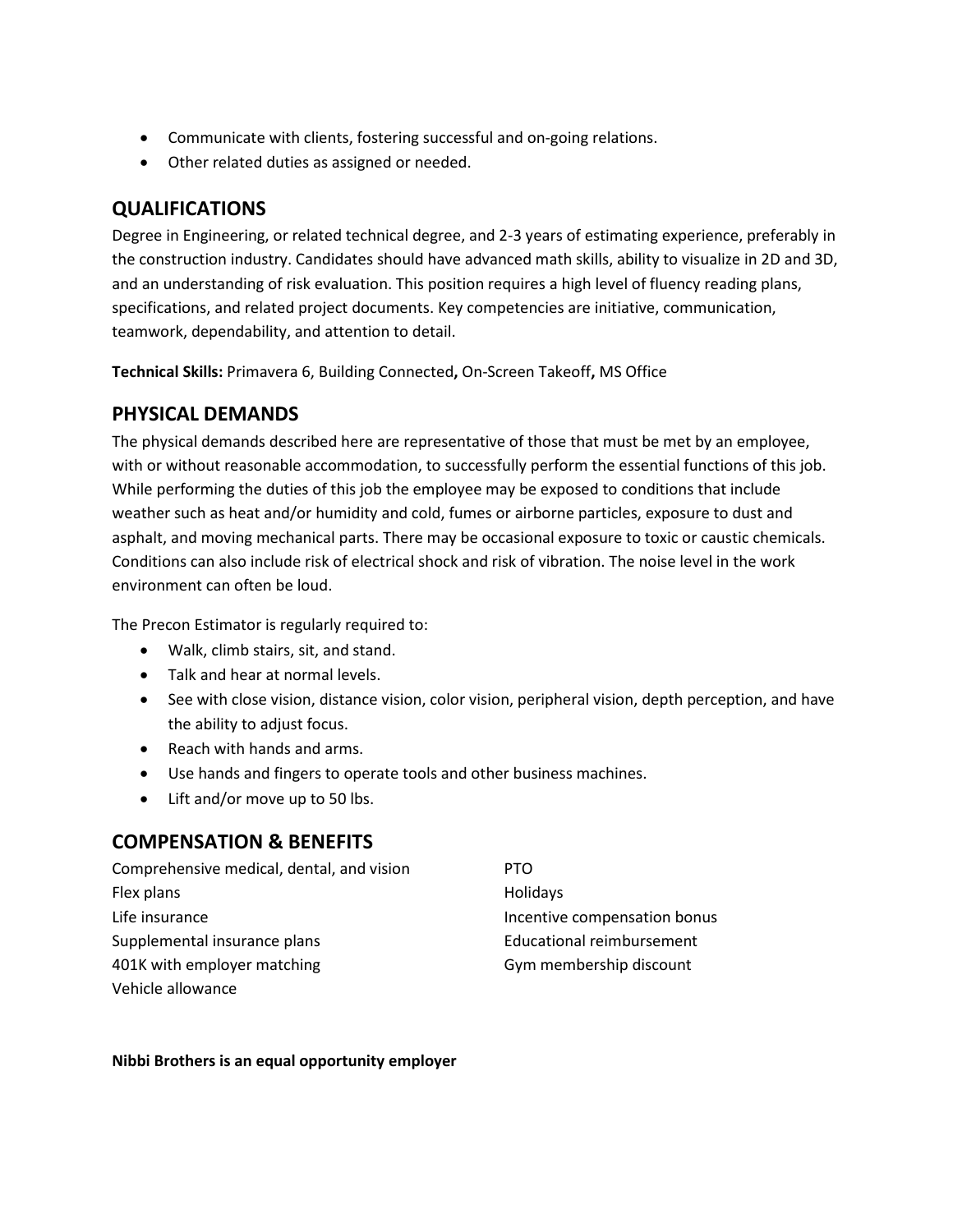- Communicate with clients, fostering successful and on-going relations.
- Other related duties as assigned or needed.

## QUALIFICATIONS

Degree in Engineering, or related technical degree, and 2-3 years of estimating experience, preferably in the construction industry. Candidates should have advanced math skills, ability to visualize in 2D and 3D, and an understanding of risk evaluation. This position requires a high level of fluency reading plans, specifications, and related project documents. Key competencies are initiative, communication, teamwork, dependability, and attention to detail.

**Technical Skills:** Primavera 6, Building Connected**,** On-Screen Takeoff**,** MS Office

## PHYSICAL DEMANDS

The physical demands described here are representative of those that must be met by an employee, with or without reasonable accommodation, to successfully perform the essential functions of this job. While performing the duties of this job the employee may be exposed to conditions that include weather such as heat and/or humidity and cold, fumes or airborne particles, exposure to dust and asphalt, and moving mechanical parts. There may be occasional exposure to toxic or caustic chemicals. Conditions can also include risk of electrical shock and risk of vibration. The noise level in the work environment can often be loud.

The Precon Estimator is regularly required to:

- Walk, climb stairs, sit, and stand.
- Talk and hear at normal levels.
- See with close vision, distance vision, color vision, peripheral vision, depth perception, and have the ability to adjust focus.
- Reach with hands and arms.
- Use hands and fingers to operate tools and other business machines.
- Lift and/or move up to 50 lbs.

## COMPENSATION & BENEFITS

Comprehensive medical, dental, and vision
Flex plans
Life insurance
Supplemental insurance plans
401K with employer matching
Vehicle allowance
PTO
Holidays
Incentive compensation bonus
Educational reimbursement
Gym membership discount

**Nibbi Brothers is an equal opportunity employer**